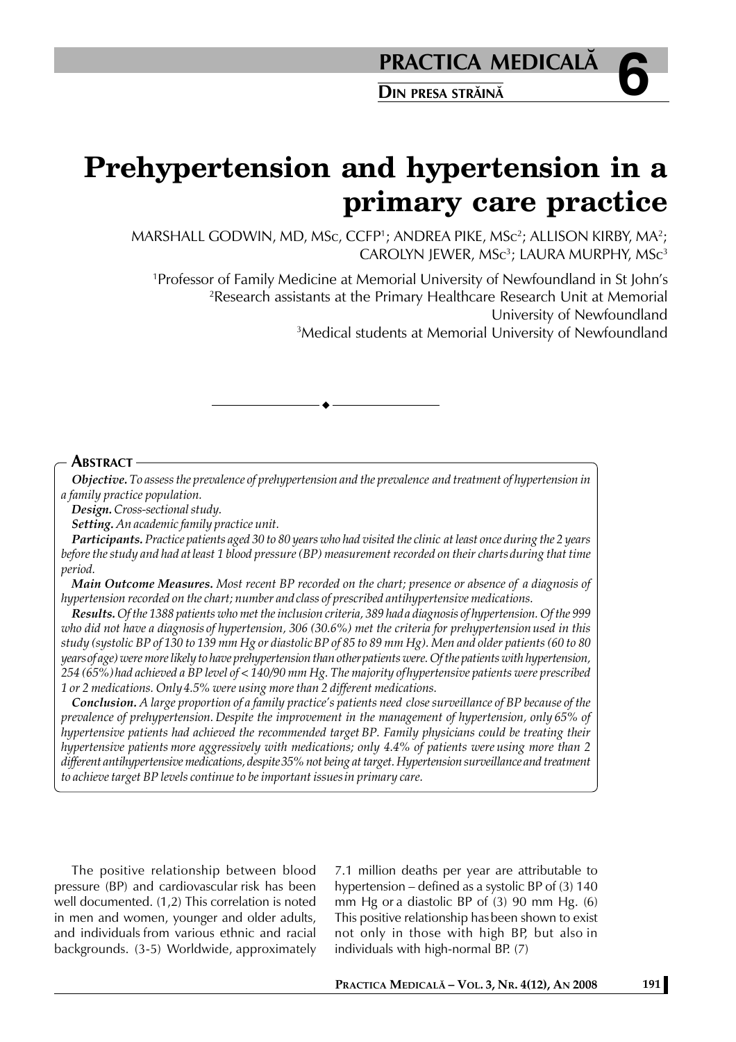# Prehypertension and hypertension in a primary care practice

MARSHALL GODWIN, MD, MSc, CCFP[1]; ANDREA PIKE, MSc[2]; ALLISON KIRBY, MA[2]; CAROLYN JEWER, MSc[3]; LAURA MURPHY, MSc[3]

[1]Professor of Family Medicine at Memorial University of Newfoundland in St John's
[2]Research assistants at the Primary Healthcare Research Unit at Memorial University of Newfoundland
[3]Medical students at Memorial University of Newfoundland

## Abstract

***Objective.*** *To assess the prevalence of prehypertension and the prevalence and treatment of hypertension in a family practice population.*

***Design.*** *Cross-sectional study.*

***Setting.*** *An academic family practice unit.*

***Participants.*** *Practice patients aged 30 to 80 years who had visited the clinic at least once during the 2 years before the study and had at least 1 blood pressure (BP) measurement recorded on their charts during that time period.*

***Main Outcome Measures.*** *Most recent BP recorded on the chart; presence or absence of a diagnosis of hypertension recorded on the chart; number and class of prescribed antihypertensive medications.*

***Results.*** *Of the 1388 patients who met the inclusion criteria, 389 had a diagnosis of hypertension. Of the 999 who did not have a diagnosis of hypertension, 306 (30.6%) met the criteria for prehypertension used in this study (systolic BP of 130 to 139 mm Hg or diastolic BP of 85 to 89 mm Hg). Men and older patients (60 to 80 years of age) were more likely to have prehypertension than other patients were. Of the patients with hypertension, 254 (65%) had achieved a BP level of < 140/90 mm Hg. The majority of hypertensive patients were prescribed 1 or 2 medications. Only 4.5% were using more than 2 different medications.*

***Conclusion.*** *A large proportion of a family practice's patients need close surveillance of BP because of the prevalence of prehypertension. Despite the improvement in the management of hypertension, only 65% of hypertensive patients had achieved the recommended target BP. Family physicians could be treating their hypertensive patients more aggressively with medications; only 4.4% of patients were using more than 2 different antihypertensive medications, despite 35% not being at target. Hypertension surveillance and treatment to achieve target BP levels continue to be important issues in primary care.*

The positive relationship between blood pressure (BP) and cardiovascular risk has been well documented. (1,2) This correlation is noted in men and women, younger and older adults, and individuals from various ethnic and racial backgrounds. (3-5) Worldwide, approximately 7.1 million deaths per year are attributable to hypertension – defined as a systolic BP of (3) 140 mm Hg or a diastolic BP of (3) 90 mm Hg. (6) This positive relationship has been shown to exist not only in those with high BP, but also in individuals with high-normal BP. (7)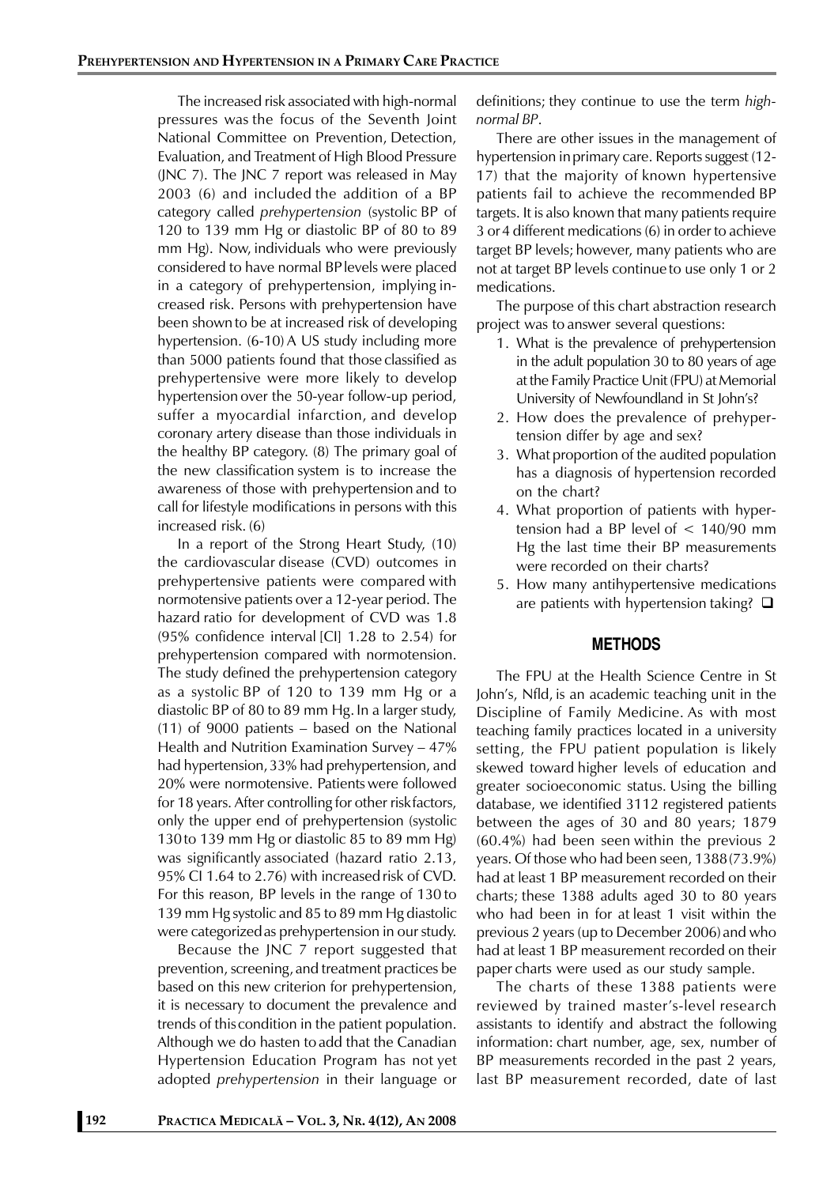The increased risk associated with high-normal pressures was the focus of the Seventh Joint National Committee on Prevention, Detection, Evaluation, and Treatment of High Blood Pressure (JNC 7). The JNC 7 report was released in May 2003 (6) and included the addition of a BP category called *prehypertension* (systolic BP of 120 to 139 mm Hg or diastolic BP of 80 to 89 mm Hg). Now, individuals who were previously considered to have normal BP levels were placed in a category of prehypertension, implying increased risk. Persons with prehypertension have been shown to be at increased risk of developing hypertension. (6-10) A US study including more than 5000 patients found that those classified as prehypertensive were more likely to develop hypertension over the 50-year follow-up period, suffer a myocardial infarction, and develop coronary artery disease than those individuals in the healthy BP category. (8) The primary goal of the new classification system is to increase the awareness of those with prehypertension and to call for lifestyle modifications in persons with this increased risk. (6)

In a report of the Strong Heart Study, (10) the cardiovascular disease (CVD) outcomes in prehypertensive patients were compared with normotensive patients over a 12-year period. The hazard ratio for development of CVD was 1.8 (95% confidence interval [CI] 1.28 to 2.54) for prehypertension compared with normotension. The study defined the prehypertension category as a systolic BP of 120 to 139 mm Hg or a diastolic BP of 80 to 89 mm Hg. In a larger study, (11) of 9000 patients – based on the National Health and Nutrition Examination Survey – 47% had hypertension, 33% had prehypertension, and 20% were normotensive. Patients were followed for 18 years. After controlling for other risk factors, only the upper end of prehypertension (systolic 130 to 139 mm Hg or diastolic 85 to 89 mm Hg) was significantly associated (hazard ratio 2.13, 95% CI 1.64 to 2.76) with increased risk of CVD. For this reason, BP levels in the range of 130 to 139 mm Hg systolic and 85 to 89 mm Hg diastolic were categorized as prehypertension in our study.

Because the JNC 7 report suggested that prevention, screening, and treatment practices be based on this new criterion for prehypertension, it is necessary to document the prevalence and trends of this condition in the patient population. Although we do hasten to add that the Canadian Hypertension Education Program has not yet adopted *prehypertension* in their language or definitions; they continue to use the term *high-normal BP*.

There are other issues in the management of hypertension in primary care. Reports suggest (12-17) that the majority of known hypertensive patients fail to achieve the recommended BP targets. It is also known that many patients require 3 or 4 different medications (6) in order to achieve target BP levels; however, many patients who are not at target BP levels continue to use only 1 or 2 medications.

The purpose of this chart abstraction research project was to answer several questions:

1. What is the prevalence of prehypertension in the adult population 30 to 80 years of age at the Family Practice Unit (FPU) at Memorial University of Newfoundland in St John's?
2. How does the prevalence of prehypertension differ by age and sex?
3. What proportion of the audited population has a diagnosis of hypertension recorded on the chart?
4. What proportion of patients with hypertension had a BP level of < 140/90 mm Hg the last time their BP measurements were recorded on their charts?
5. How many antihypertensive medications are patients with hypertension taking? ❑

## METHODS

The FPU at the Health Science Centre in St John's, Nfld, is an academic teaching unit in the Discipline of Family Medicine. As with most teaching family practices located in a university setting, the FPU patient population is likely skewed toward higher levels of education and greater socioeconomic status. Using the billing database, we identified 3112 registered patients between the ages of 30 and 80 years; 1879 (60.4%) had been seen within the previous 2 years. Of those who had been seen, 1388 (73.9%) had at least 1 BP measurement recorded on their charts; these 1388 adults aged 30 to 80 years who had been in for at least 1 visit within the previous 2 years (up to December 2006) and who had at least 1 BP measurement recorded on their paper charts were used as our study sample.

The charts of these 1388 patients were reviewed by trained master's-level research assistants to identify and abstract the following information: chart number, age, sex, number of BP measurements recorded in the past 2 years, last BP measurement recorded, date of last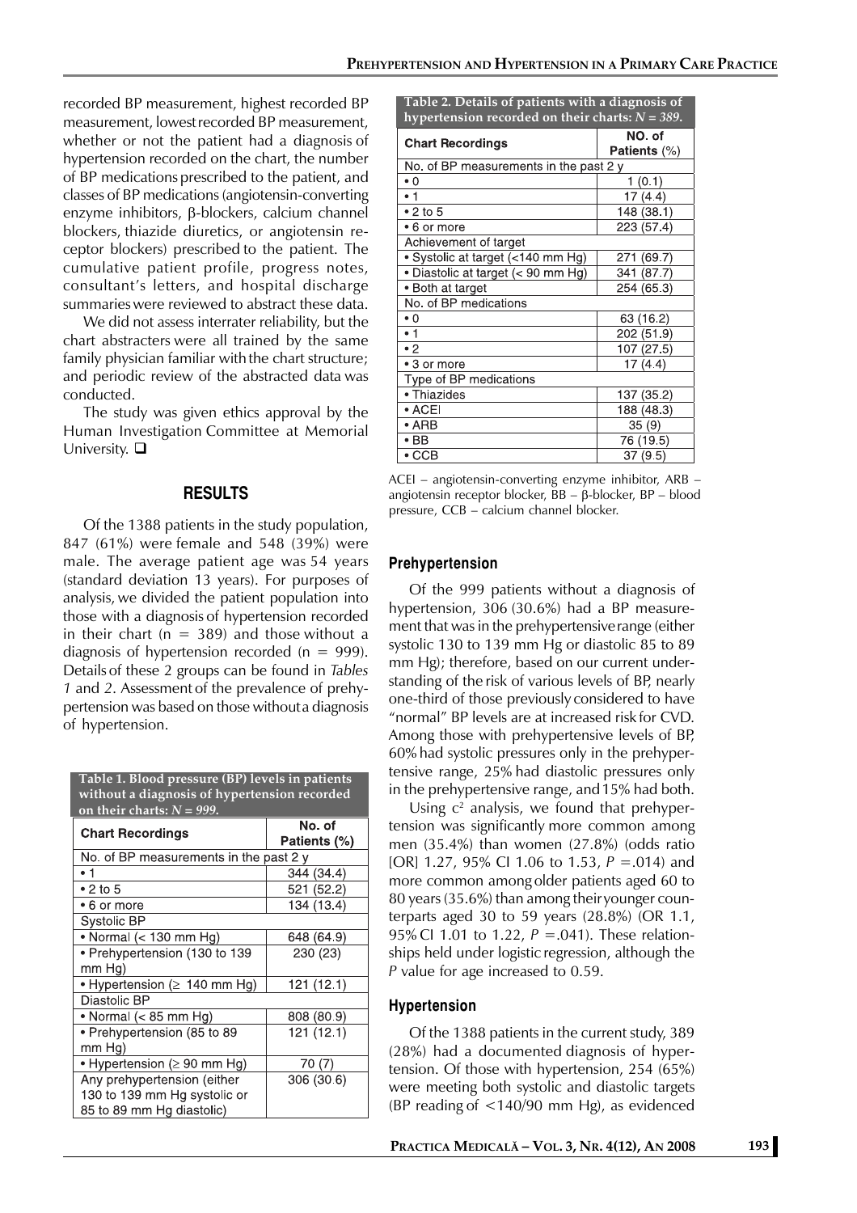recorded BP measurement, highest recorded BP measurement, lowest recorded BP measurement, whether or not the patient had a diagnosis of hypertension recorded on the chart, the number of BP medications prescribed to the patient, and classes of BP medications (angiotensin-converting enzyme inhibitors, β-blockers, calcium channel blockers, thiazide diuretics, or angiotensin receptor blockers) prescribed to the patient. The cumulative patient profile, progress notes, consultant's letters, and hospital discharge summaries were reviewed to abstract these data.

We did not assess interrater reliability, but the chart abstracters were all trained by the same family physician familiar with the chart structure; and periodic review of the abstracted data was conducted.

The study was given ethics approval by the Human Investigation Committee at Memorial University. ❑

## RESULTS

Of the 1388 patients in the study population, 847 (61%) were female and 548 (39%) were male. The average patient age was 54 years (standard deviation 13 years). For purposes of analysis, we divided the patient population into those with a diagnosis of hypertension recorded in their chart (n = 389) and those without a diagnosis of hypertension recorded (n = 999). Details of these 2 groups can be found in *Tables 1* and *2*. Assessment of the prevalence of prehypertension was based on those without a diagnosis of hypertension.

**Table 1. Blood pressure (BP) levels in patients without a diagnosis of hypertension recorded on their charts: *N = 999*.**

| Chart Recordings | No. of Patients (%) |
|---|---|
| No. of BP measurements in the past 2 y | |
| • 1 | 344 (34.4) |
| • 2 to 5 | 521 (52.2) |
| • 6 or more | 134 (13.4) |
| Systolic BP | |
| • Normal (< 130 mm Hg) | 648 (64.9) |
| • Prehypertension (130 to 139 mm Hg) | 230 (23) |
| • Hypertension (≥ 140 mm Hg) | 121 (12.1) |
| Diastolic BP | |
| • Normal (< 85 mm Hg) | 808 (80.9) |
| • Prehypertension (85 to 89 mm Hg) | 121 (12.1) |
| • Hypertension (≥ 90 mm Hg) | 70 (7) |
| Any prehypertension (either 130 to 139 mm Hg systolic or 85 to 89 mm Hg diastolic) | 306 (30.6) |

**Table 2. Details of patients with a diagnosis of hypertension recorded on their charts: *N = 389*.**

| Chart Recordings | NO. of Patients (%) |
|---|---|
| No. of BP measurements in the past 2 y | |
| • 0 | 1 (0.1) |
| • 1 | 17 (4.4) |
| • 2 to 5 | 148 (38.1) |
| • 6 or more | 223 (57.4) |
| Achievement of target | |
| • Systolic at target (<140 mm Hg) | 271 (69.7) |
| • Diastolic at target (< 90 mm Hg) | 341 (87.7) |
| • Both at target | 254 (65.3) |
| No. of BP medications | |
| • 0 | 63 (16.2) |
| • 1 | 202 (51.9) |
| • 2 | 107 (27.5) |
| • 3 or more | 17 (4.4) |
| Type of BP medications | |
| • Thiazides | 137 (35.2) |
| • ACEI | 188 (48.3) |
| • ARB | 35 (9) |
| • BB | 76 (19.5) |
| • CCB | 37 (9.5) |

ACEI – angiotensin-converting enzyme inhibitor, ARB – angiotensin receptor blocker, BB – β-blocker, BP – blood pressure, CCB – calcium channel blocker.

### Prehypertension

Of the 999 patients without a diagnosis of hypertension, 306 (30.6%) had a BP measurement that was in the prehypertensive range (either systolic 130 to 139 mm Hg or diastolic 85 to 89 mm Hg); therefore, based on our current understanding of the risk of various levels of BP, nearly one-third of those previously considered to have "normal" BP levels are at increased risk for CVD. Among those with prehypertensive levels of BP, 60% had systolic pressures only in the prehypertensive range, 25% had diastolic pressures only in the prehypertensive range, and 15% had both.

Using $c^2$ analysis, we found that prehypertension was significantly more common among men (35.4%) than women (27.8%) (odds ratio [OR] 1.27, 95% CI 1.06 to 1.53, $P = .014$) and more common among older patients aged 60 to 80 years (35.6%) than among their younger counterparts aged 30 to 59 years (28.8%) (OR 1.1, 95% CI 1.01 to 1.22, $P = .041$). These relationships held under logistic regression, although the $P$ value for age increased to 0.59.

### Hypertension

Of the 1388 patients in the current study, 389 (28%) had a documented diagnosis of hypertension. Of those with hypertension, 254 (65%) were meeting both systolic and diastolic targets (BP reading of <140/90 mm Hg), as evidenced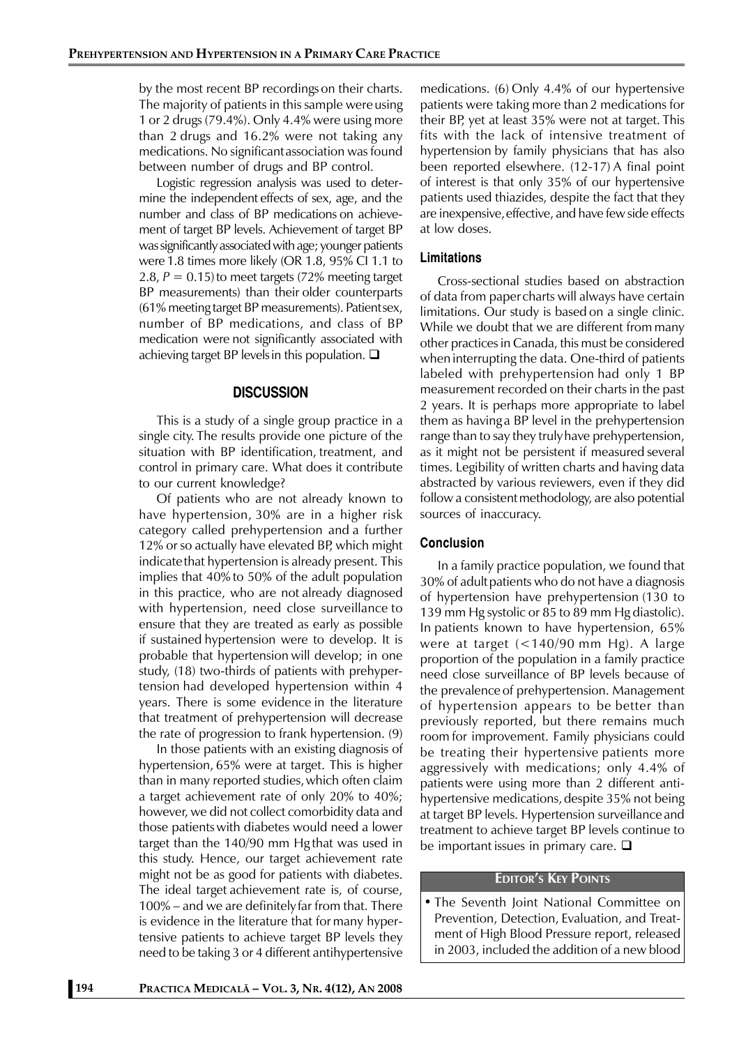by the most recent BP recordings on their charts. The majority of patients in this sample were using 1 or 2 drugs (79.4%). Only 4.4% were using more than 2 drugs and 16.2% were not taking any medications. No significant association was found between number of drugs and BP control.

Logistic regression analysis was used to determine the independent effects of sex, age, and the number and class of BP medications on achievement of target BP levels. Achievement of target BP was significantly associated with age; younger patients were 1.8 times more likely (OR 1.8, 95% CI 1.1 to 2.8, $P = 0.15$) to meet targets (72% meeting target BP measurements) than their older counterparts (61% meeting target BP measurements). Patient sex, number of BP medications, and class of BP medication were not significantly associated with achieving target BP levels in this population. ❑

## DISCUSSION

This is a study of a single group practice in a single city. The results provide one picture of the situation with BP identification, treatment, and control in primary care. What does it contribute to our current knowledge?

Of patients who are not already known to have hypertension, 30% are in a higher risk category called prehypertension and a further 12% or so actually have elevated BP, which might indicate that hypertension is already present. This implies that 40% to 50% of the adult population in this practice, who are not already diagnosed with hypertension, need close surveillance to ensure that they are treated as early as possible if sustained hypertension were to develop. It is probable that hypertension will develop; in one study, (18) two-thirds of patients with prehypertension had developed hypertension within 4 years. There is some evidence in the literature that treatment of prehypertension will decrease the rate of progression to frank hypertension. (9)

In those patients with an existing diagnosis of hypertension, 65% were at target. This is higher than in many reported studies, which often claim a target achievement rate of only 20% to 40%; however, we did not collect comorbidity data and those patients with diabetes would need a lower target than the 140/90 mm Hg that was used in this study. Hence, our target achievement rate might not be as good for patients with diabetes. The ideal target achievement rate is, of course, 100% – and we are definitely far from that. There is evidence in the literature that for many hypertensive patients to achieve target BP levels they need to be taking 3 or 4 different antihypertensive medications. (6) Only 4.4% of our hypertensive patients were taking more than 2 medications for their BP, yet at least 35% were not at target. This fits with the lack of intensive treatment of hypertension by family physicians that has also been reported elsewhere. (12-17) A final point of interest is that only 35% of our hypertensive patients used thiazides, despite the fact that they are inexpensive, effective, and have few side effects at low doses.

### Limitations

Cross-sectional studies based on abstraction of data from paper charts will always have certain limitations. Our study is based on a single clinic. While we doubt that we are different from many other practices in Canada, this must be considered when interrupting the data. One-third of patients labeled with prehypertension had only 1 BP measurement recorded on their charts in the past 2 years. It is perhaps more appropriate to label them as having a BP level in the prehypertension range than to say they truly have prehypertension, as it might not be persistent if measured several times. Legibility of written charts and having data abstracted by various reviewers, even if they did follow a consistent methodology, are also potential sources of inaccuracy.

### Conclusion

In a family practice population, we found that 30% of adult patients who do not have a diagnosis of hypertension have prehypertension (130 to 139 mm Hg systolic or 85 to 89 mm Hg diastolic). In patients known to have hypertension, 65% were at target (<140/90 mm Hg). A large proportion of the population in a family practice need close surveillance of BP levels because of the prevalence of prehypertension. Management of hypertension appears to be better than previously reported, but there remains much room for improvement. Family physicians could be treating their hypertensive patients more aggressively with medications; only 4.4% of patients were using more than 2 different antihypertensive medications, despite 35% not being at target BP levels. Hypertension surveillance and treatment to achieve target BP levels continue to be important issues in primary care. ❑

### EDITOR'S KEY POINTS

- The Seventh Joint National Committee on Prevention, Detection, Evaluation, and Treatment of High Blood Pressure report, released in 2003, included the addition of a new blood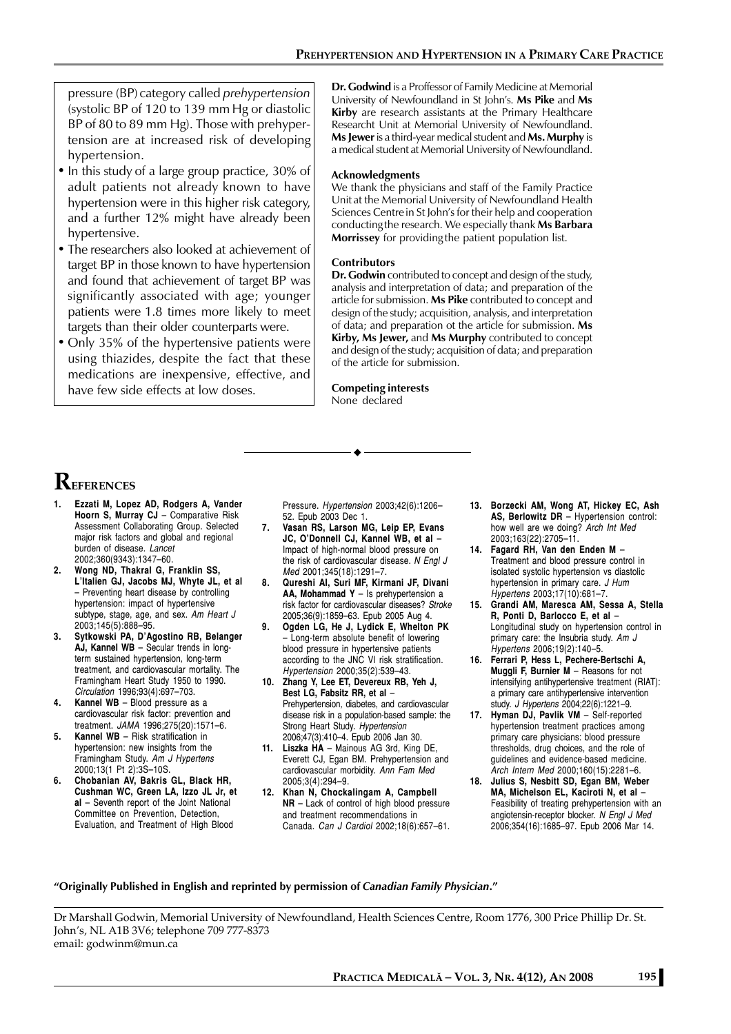pressure (BP) category called *prehypertension* (systolic BP of 120 to 139 mm Hg or diastolic BP of 80 to 89 mm Hg). Those with prehypertension are at increased risk of developing hypertension.

- In this study of a large group practice, 30% of adult patients not already known to have hypertension were in this higher risk category, and a further 12% might have already been hypertensive.
- The researchers also looked at achievement of target BP in those known to have hypertension and found that achievement of target BP was significantly associated with age; younger patients were 1.8 times more likely to meet targets than their older counterparts were.
- Only 35% of the hypertensive patients were using thiazides, despite the fact that these medications are inexpensive, effective, and have few side effects at low doses.

**Dr. Godwind** is a Proffessor of Family Medicine at Memorial University of Newfoundland in St John's. **Ms Pike** and **Ms Kirby** are research assistants at the Primary Healthcare Researcht Unit at Memorial University of Newfoundland. **Ms Jewer** is a third-year medical student and **Ms. Murphy** is a medical student at Memorial University of Newfoundland.

**Acknowledgments**

We thank the physicians and staff of the Family Practice Unit at the Memorial University of Newfoundland Health Sciences Centre in St John's for their help and cooperation conducting the research. We especially thank **Ms Barbara Morrissey** for providing the patient population list.

**Contributors**

**Dr. Godwin** contributed to concept and design of the study, analysis and interpretation of data; and preparation of the article for submission. **Ms Pike** contributed to concept and design of the study; acquisition, analysis, and interpretation of data; and preparation ot the article for submission. **Ms Kirby, Ms Jewer,** and **Ms Murphy** contributed to concept and design of the study; acquisition of data; and preparation of the article for submission.

**Competing interests**

None declared

# References

1. **Ezzati M, Lopez AD, Rodgers A, Vander Hoorn S, Murray CJ** – Comparative Risk Assessment Collaborating Group. Selected major risk factors and global and regional burden of disease. *Lancet* 2002;360(9343):1347–60.
2. **Wong ND, Thakral G, Franklin SS, L'Italien GJ, Jacobs MJ, Whyte JL, et al** – Preventing heart disease by controlling hypertension: impact of hypertensive subtype, stage, age, and sex. *Am Heart J* 2003;145(5):888–95.
3. **Sytkowski PA, D'Agostino RB, Belanger AJ, Kannel WB** – Secular trends in long-term sustained hypertension, long-term treatment, and cardiovascular mortality. The Framingham Heart Study 1950 to 1990. *Circulation* 1996;93(4):697–703.
4. **Kannel WB** – Blood pressure as a cardiovascular risk factor: prevention and treatment. *JAMA* 1996;275(20):1571–6.
5. **Kannel WB** – Risk stratification in hypertension: new insights from the Framingham Study. *Am J Hypertens* 2000;13(1 Pt 2):3S–10S.
6. **Chobanian AV, Bakris GL, Black HR, Cushman WC, Green LA, Izzo JL Jr, et al** – Seventh report of the Joint National Committee on Prevention, Detection, Evaluation, and Treatment of High Blood Pressure. *Hypertension* 2003;42(6):1206–52. Epub 2003 Dec 1.
7. **Vasan RS, Larson MG, Leip EP, Evans JC, O'Donnell CJ, Kannel WB, et al** – Impact of high-normal blood pressure on the risk of cardiovascular disease. *N Engl J Med* 2001;345(18):1291–7.
8. **Qureshi AI, Suri MF, Kirmani JF, Divani AA, Mohammad Y** – Is prehypertension a risk factor for cardiovascular diseases? *Stroke* 2005;36(9):1859–63. Epub 2005 Aug 4.
9. **Ogden LG, He J, Lydick E, Whelton PK** – Long-term absolute benefit of lowering blood pressure in hypertensive patients according to the JNC VI risk stratification. *Hypertension* 2000;35(2):539–43.
10. **Zhang Y, Lee ET, Devereux RB, Yeh J, Best LG, Fabsitz RR, et al** – Prehypertension, diabetes, and cardiovascular disease risk in a population-based sample: the Strong Heart Study. *Hypertension* 2006;47(3):410–4. Epub 2006 Jan 30.
11. **Liszka HA** – Mainous AG 3rd, King DE, Everett CJ, Egan BM. Prehypertension and cardiovascular morbidity. *Ann Fam Med* 2005;3(4):294–9.
12. **Khan N, Chockalingam A, Campbell NR** – Lack of control of high blood pressure and treatment recommendations in Canada. *Can J Cardiol* 2002;18(6):657–61.
13. **Borzecki AM, Wong AT, Hickey EC, Ash AS, Berlowitz DR** – Hypertension control: how well are we doing? *Arch Int Med* 2003;163(22):2705–11.
14. **Fagard RH, Van den Enden M** – Treatment and blood pressure control in isolated systolic hypertension vs diastolic hypertension in primary care. *J Hum Hypertens* 2003;17(10):681–7.
15. **Grandi AM, Maresca AM, Sessa A, Stella R, Ponti D, Barlocco E, et al** – Longitudinal study on hypertension control in primary care: the Insubria study. *Am J Hypertens* 2006;19(2):140–5.
16. **Ferrari P, Hess L, Pechere-Bertschi A, Muggli F, Burnier M** – Reasons for not intensifying antihypertensive treatment (RIAT): a primary care antihypertensive intervention study. *J Hypertens* 2004;22(6):1221–9.
17. **Hyman DJ, Pavlik VM** – Self-reported hypertension treatment practices among primary care physicians: blood pressure thresholds, drug choices, and the role of guidelines and evidence-based medicine. *Arch Intern Med* 2000;160(15):2281–6.
18. **Julius S, Nesbitt SD, Egan BM, Weber MA, Michelson EL, Kaciroti N, et al** – Feasibility of treating prehypertension with an angiotensin-receptor blocker. *N Engl J Med* 2006;354(16):1685–97. Epub 2006 Mar 14.

**"Originally Published in English and reprinted by permission of *Canadian Family Physician*."**

Dr Marshall Godwin, Memorial University of Newfoundland, Health Sciences Centre, Room 1776, 300 Price Phillip Dr. St. John's, NL A1B 3V6; telephone 709 777-8373
email: godwinm@mun.ca